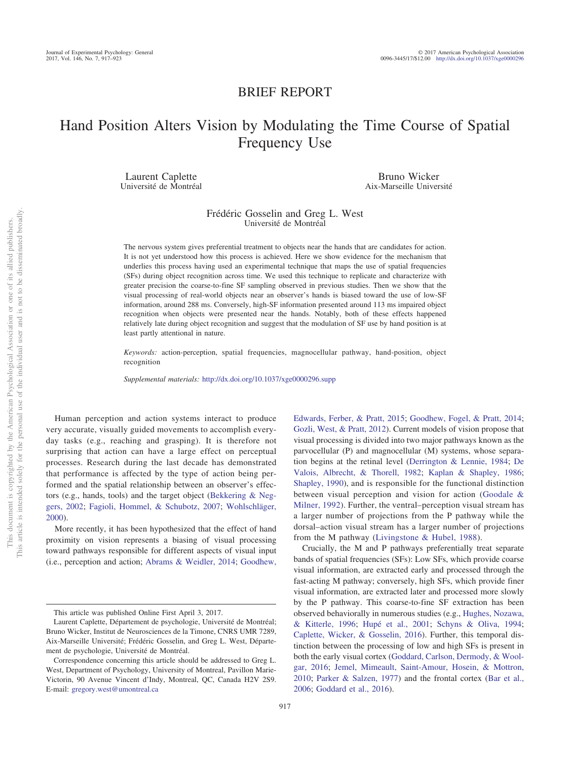BRIEF REPORT

# Hand Position Alters Vision by Modulating the Time Course of Spatial Frequency Use

Laurent Caplette
Université de Montréal

Bruno Wicker
Aix-Marseille Université

Frédéric Gosselin and Greg L. West
Université de Montréal

The nervous system gives preferential treatment to objects near the hands that are candidates for action. It is not yet understood how this process is achieved. Here we show evidence for the mechanism that underlies this process having used an experimental technique that maps the use of spatial frequencies (SFs) during object recognition across time. We used this technique to replicate and characterize with greater precision the coarse-to-fine SF sampling observed in previous studies. Then we show that the visual processing of real-world objects near an observer's hands is biased toward the use of low-SF information, around 288 ms. Conversely, high-SF information presented around 113 ms impaired object recognition when objects were presented near the hands. Notably, both of these effects happened relatively late during object recognition and suggest that the modulation of SF use by hand position is at least partly attentional in nature.

*Keywords:* action-perception, spatial frequencies, magnocellular pathway, hand-position, object recognition

*Supplemental materials:* http://dx.doi.org/10.1037/xge0000296.supp

Human perception and action systems interact to produce very accurate, visually guided movements to accomplish everyday tasks (e.g., reaching and grasping). It is therefore not surprising that action can have a large effect on perceptual processes. Research during the last decade has demonstrated that performance is affected by the type of action being performed and the spatial relationship between an observer's effectors (e.g., hands, tools) and the target object (Bekkering & Neggers, 2002; Fagioli, Hommel, & Schubotz, 2007; Wohlschläger, 2000).

More recently, it has been hypothesized that the effect of hand proximity on vision represents a biasing of visual processing toward pathways responsible for different aspects of visual input (i.e., perception and action; Abrams & Weidler, 2014; Goodhew, Edwards, Ferber, & Pratt, 2015; Goodhew, Fogel, & Pratt, 2014; Gozli, West, & Pratt, 2012). Current models of vision propose that visual processing is divided into two major pathways known as the parvocellular (P) and magnocellular (M) systems, whose separation begins at the retinal level (Derrington & Lennie, 1984; De Valois, Albrecht, & Thorell, 1982; Kaplan & Shapley, 1986; Shapley, 1990), and is responsible for the functional distinction between visual perception and vision for action (Goodale & Milner, 1992). Further, the ventral–perception visual stream has a larger number of projections from the P pathway while the dorsal–action visual stream has a larger number of projections from the M pathway (Livingstone & Hubel, 1988).

Crucially, the M and P pathways preferentially treat separate bands of spatial frequencies (SFs): Low SFs, which provide coarse visual information, are extracted early and processed through the fast-acting M pathway; conversely, high SFs, which provide finer visual information, are extracted later and processed more slowly by the P pathway. This coarse-to-fine SF extraction has been observed behaviorally in numerous studies (e.g., Hughes, Nozawa, & Kitterle, 1996; Hupé et al., 2001; Schyns & Oliva, 1994; Caplette, Wicker, & Gosselin, 2016). Further, this temporal distinction between the processing of low and high SFs is present in both the early visual cortex (Goddard, Carlson, Dermody, & Woolgar, 2016; Jemel, Mimeault, Saint-Amour, Hosein, & Mottron, 2010; Parker & Salzen, 1977) and the frontal cortex (Bar et al., 2006; Goddard et al., 2016).

This article was published Online First April 3, 2017.

Laurent Caplette, Département de psychologie, Université de Montréal; Bruno Wicker, Institut de Neurosciences de la Timone, CNRS UMR 7289, Aix-Marseille Université; Frédéric Gosselin, and Greg L. West, Département de psychologie, Université de Montréal.

Correspondence concerning this article should be addressed to Greg L. West, Department of Psychology, University of Montreal, Pavillon Marie-Victorin, 90 Avenue Vincent d'Indy, Montreal, QC, Canada H2V 2S9. E-mail: gregory.west@umontreal.ca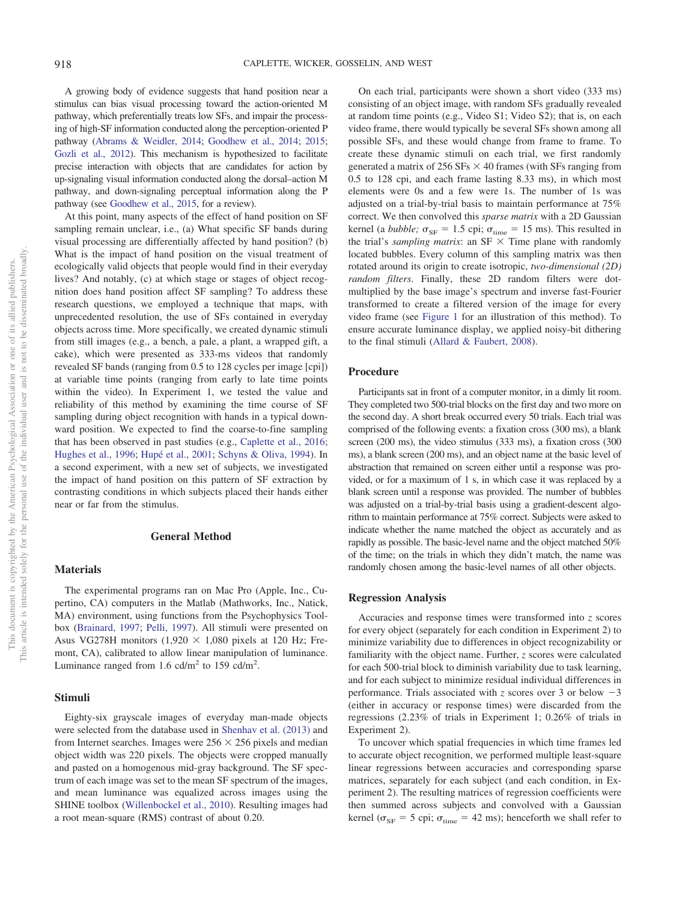A growing body of evidence suggests that hand position near a stimulus can bias visual processing toward the action-oriented M pathway, which preferentially treats low SFs, and impair the processing of high-SF information conducted along the perception-oriented P pathway (Abrams & Weidler, 2014; Goodhew et al., 2014; 2015; Gozli et al., 2012). This mechanism is hypothesized to facilitate precise interaction with objects that are candidates for action by up-signaling visual information conducted along the dorsal–action M pathway, and down-signaling perceptual information along the P pathway (see Goodhew et al., 2015, for a review).

At this point, many aspects of the effect of hand position on SF sampling remain unclear, i.e., (a) What specific SF bands during visual processing are differentially affected by hand position? (b) What is the impact of hand position on the visual treatment of ecologically valid objects that people would find in their everyday lives? And notably, (c) at which stage or stages of object recognition does hand position affect SF sampling? To address these research questions, we employed a technique that maps, with unprecedented resolution, the use of SFs contained in everyday objects across time. More specifically, we created dynamic stimuli from still images (e.g., a bench, a pale, a plant, a wrapped gift, a cake), which were presented as 333-ms videos that randomly revealed SF bands (ranging from 0.5 to 128 cycles per image [cpi]) at variable time points (ranging from early to late time points within the video). In Experiment 1, we tested the value and reliability of this method by examining the time course of SF sampling during object recognition with hands in a typical downward position. We expected to find the coarse-to-fine sampling that has been observed in past studies (e.g., Caplette et al., 2016; Hughes et al., 1996; Hupé et al., 2001; Schyns & Oliva, 1994). In a second experiment, with a new set of subjects, we investigated the impact of hand position on this pattern of SF extraction by contrasting conditions in which subjects placed their hands either near or far from the stimulus.

## General Method

### Materials

The experimental programs ran on Mac Pro (Apple, Inc., Cupertino, CA) computers in the Matlab (Mathworks, Inc., Natick, MA) environment, using functions from the Psychophysics Toolbox (Brainard, 1997; Pelli, 1997). All stimuli were presented on Asus VG278H monitors (1,920 × 1,080 pixels at 120 Hz; Fremont, CA), calibrated to allow linear manipulation of luminance. Luminance ranged from 1.6 cd/m$^2$ to 159 cd/m$^2$.

### Stimuli

Eighty-six grayscale images of everyday man-made objects were selected from the database used in Shenhav et al. (2013) and from Internet searches. Images were 256 × 256 pixels and median object width was 220 pixels. The objects were cropped manually and pasted on a homogenous mid-gray background. The SF spectrum of each image was set to the mean SF spectrum of the images, and mean luminance was equalized across images using the SHINE toolbox (Willenbockel et al., 2010). Resulting images had a root mean-square (RMS) contrast of about 0.20.

On each trial, participants were shown a short video (333 ms) consisting of an object image, with random SFs gradually revealed at random time points (e.g., Video S1; Video S2); that is, on each video frame, there would typically be several SFs shown among all possible SFs, and these would change from frame to frame. To create these dynamic stimuli on each trial, we first randomly generated a matrix of 256 SFs × 40 frames (with SFs ranging from 0.5 to 128 cpi, and each frame lasting 8.33 ms), in which most elements were 0s and a few were 1s. The number of 1s was adjusted on a trial-by-trial basis to maintain performance at 75% correct. We then convolved this *sparse matrix* with a 2D Gaussian kernel (a *bubble;* $\sigma_{SF}$ = 1.5 cpi; $\sigma_{time}$ = 15 ms). This resulted in the trial's *sampling matrix*: an SF × Time plane with randomly located bubbles. Every column of this sampling matrix was then rotated around its origin to create isotropic, *two-dimensional (2D) random filters*. Finally, these 2D random filters were dot-multiplied by the base image's spectrum and inverse fast-Fourier transformed to create a filtered version of the image for every video frame (see Figure 1 for an illustration of this method). To ensure accurate luminance display, we applied noisy-bit dithering to the final stimuli (Allard & Faubert, 2008).

### Procedure

Participants sat in front of a computer monitor, in a dimly lit room. They completed two 500-trial blocks on the first day and two more on the second day. A short break occurred every 50 trials. Each trial was comprised of the following events: a fixation cross (300 ms), a blank screen (200 ms), the video stimulus (333 ms), a fixation cross (300 ms), a blank screen (200 ms), and an object name at the basic level of abstraction that remained on screen either until a response was provided, or for a maximum of 1 s, in which case it was replaced by a blank screen until a response was provided. The number of bubbles was adjusted on a trial-by-trial basis using a gradient-descent algorithm to maintain performance at 75% correct. Subjects were asked to indicate whether the name matched the object as accurately and as rapidly as possible. The basic-level name and the object matched 50% of the time; on the trials in which they didn't match, the name was randomly chosen among the basic-level names of all other objects.

### Regression Analysis

Accuracies and response times were transformed into $z$ scores for every object (separately for each condition in Experiment 2) to minimize variability due to differences in object recognizability or familiarity with the object name. Further, $z$ scores were calculated for each 500-trial block to diminish variability due to task learning, and for each subject to minimize residual individual differences in performance. Trials associated with $z$ scores over 3 or below −3 (either in accuracy or response times) were discarded from the regressions (2.23% of trials in Experiment 1; 0.26% of trials in Experiment 2).

To uncover which spatial frequencies in which time frames led to accurate object recognition, we performed multiple least-square linear regressions between accuracies and corresponding sparse matrices, separately for each subject (and each condition, in Experiment 2). The resulting matrices of regression coefficients were then summed across subjects and convolved with a Gaussian kernel ($\sigma_{SF}$ = 5 cpi; $\sigma_{time}$ = 42 ms); henceforth we shall refer to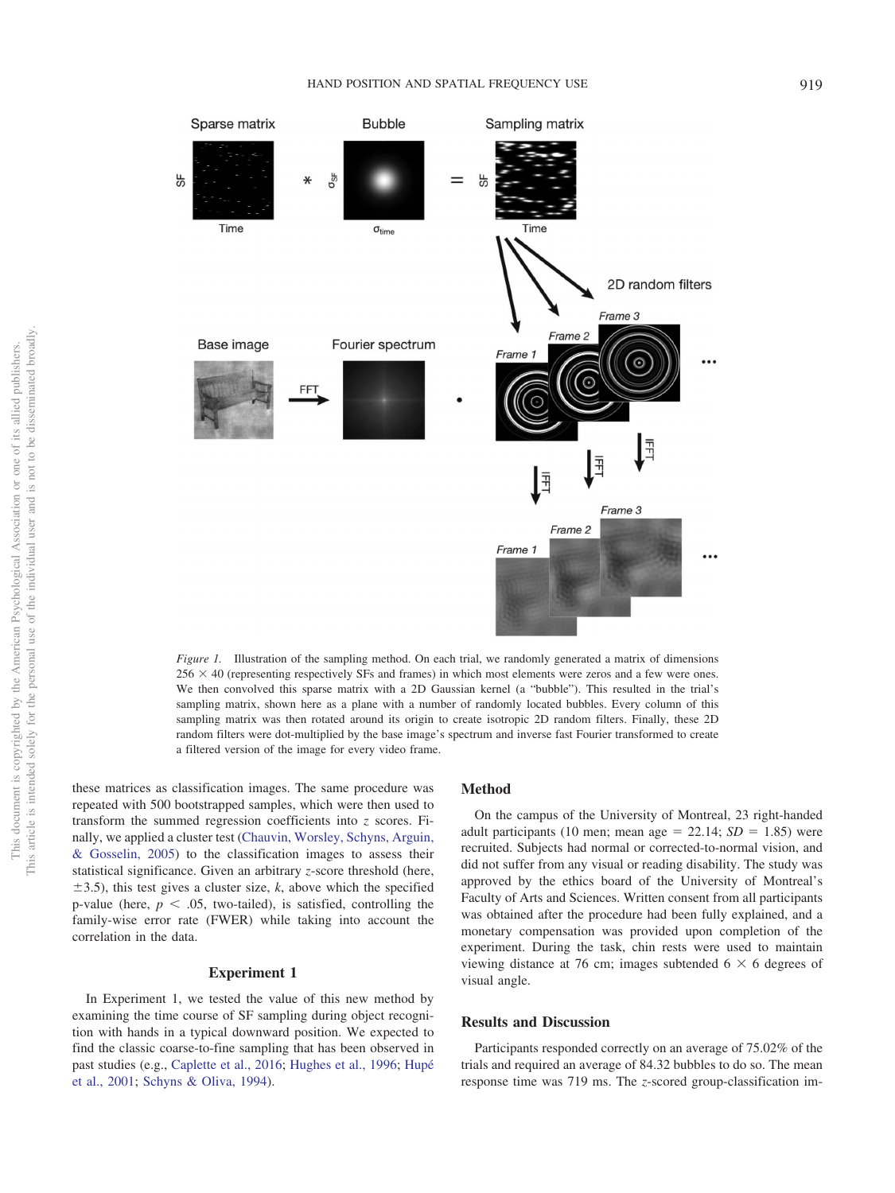*Figure 1.* Illustration of the sampling method. On each trial, we randomly generated a matrix of dimensions 256 × 40 (representing respectively SFs and frames) in which most elements were zeros and a few were ones. We then convolved this sparse matrix with a 2D Gaussian kernel (a "bubble"). This resulted in the trial's sampling matrix, shown here as a plane with a number of randomly located bubbles. Every column of this sampling matrix was then rotated around its origin to create isotropic 2D random filters. Finally, these 2D random filters were dot-multiplied by the base image's spectrum and inverse fast Fourier transformed to create a filtered version of the image for every video frame.

these matrices as classification images. The same procedure was repeated with 500 bootstrapped samples, which were then used to transform the summed regression coefficients into *z* scores. Finally, we applied a cluster test (Chauvin, Worsley, Schyns, Arguin, & Gosselin, 2005) to the classification images to assess their statistical significance. Given an arbitrary *z*-score threshold (here, ±3.5), this test gives a cluster size, *k*, above which the specified p-value (here, $p < .05$, two-tailed), is satisfied, controlling the family-wise error rate (FWER) while taking into account the correlation in the data.

## Experiment 1

In Experiment 1, we tested the value of this new method by examining the time course of SF sampling during object recognition with hands in a typical downward position. We expected to find the classic coarse-to-fine sampling that has been observed in past studies (e.g., Caplette et al., 2016; Hughes et al., 1996; Hupé et al., 2001; Schyns & Oliva, 1994).

### Method

On the campus of the University of Montreal, 23 right-handed adult participants (10 men; mean age = 22.14; *SD* = 1.85) were recruited. Subjects had normal or corrected-to-normal vision, and did not suffer from any visual or reading disability. The study was approved by the ethics board of the University of Montreal's Faculty of Arts and Sciences. Written consent from all participants was obtained after the procedure had been fully explained, and a monetary compensation was provided upon completion of the experiment. During the task, chin rests were used to maintain viewing distance at 76 cm; images subtended 6 × 6 degrees of visual angle.

### Results and Discussion

Participants responded correctly on an average of 75.02% of the trials and required an average of 84.32 bubbles to do so. The mean response time was 719 ms. The *z*-scored group-classification im-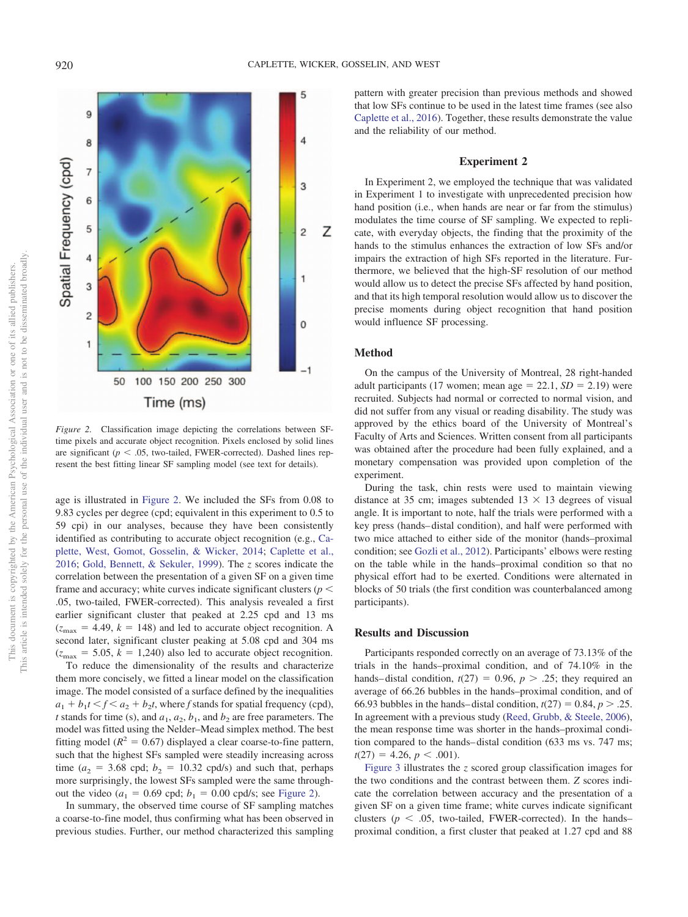*Figure 2.* Classification image depicting the correlations between SF-time pixels and accurate object recognition. Pixels enclosed by solid lines are significant ($p < .05$, two-tailed, FWER-corrected). Dashed lines represent the best fitting linear SF sampling model (see text for details).

age is illustrated in Figure 2. We included the SFs from 0.08 to 9.83 cycles per degree (cpd; equivalent in this experiment to 0.5 to 59 cpi) in our analyses, because they have been consistently identified as contributing to accurate object recognition (e.g., Caplette, West, Gomot, Gosselin, & Wicker, 2014; Caplette et al., 2016; Gold, Bennett, & Sekuler, 1999). The $z$ scores indicate the correlation between the presentation of a given SF on a given time frame and accuracy; white curves indicate significant clusters ($p < .05$, two-tailed, FWER-corrected). This analysis revealed a first earlier significant cluster that peaked at 2.25 cpd and 13 ms ($z_{max} = 4.49$, $k = 148$) and led to accurate object recognition. A second later, significant cluster peaking at 5.08 cpd and 304 ms ($z_{max} = 5.05$, $k = 1{,}240$) also led to accurate object recognition.

To reduce the dimensionality of the results and characterize them more concisely, we fitted a linear model on the classification image. The model consisted of a surface defined by the inequalities $a_1 + b_1 t < f < a_2 + b_2 t$, where $f$ stands for spatial frequency (cpd), $t$ stands for time (s), and $a_1$, $a_2$, $b_1$, and $b_2$ are free parameters. The model was fitted using the Nelder–Mead simplex method. The best fitting model ($R^2 = 0.67$) displayed a clear coarse-to-fine pattern, such that the highest SFs sampled were steadily increasing across time ($a_2 = 3.68$ cpd; $b_2 = 10.32$ cpd/s) and such that, perhaps more surprisingly, the lowest SFs sampled were the same throughout the video ($a_1 = 0.69$ cpd; $b_1 = 0.00$ cpd/s; see Figure 2).

In summary, the observed time course of SF sampling matches a coarse-to-fine model, thus confirming what has been observed in previous studies. Further, our method characterized this sampling pattern with greater precision than previous methods and showed that low SFs continue to be used in the latest time frames (see also Caplette et al., 2016). Together, these results demonstrate the value and the reliability of our method.

## Experiment 2

In Experiment 2, we employed the technique that was validated in Experiment 1 to investigate with unprecedented precision how hand position (i.e., when hands are near or far from the stimulus) modulates the time course of SF sampling. We expected to replicate, with everyday objects, the finding that the proximity of the hands to the stimulus enhances the extraction of low SFs and/or impairs the extraction of high SFs reported in the literature. Furthermore, we believed that the high-SF resolution of our method would allow us to detect the precise SFs affected by hand position, and that its high temporal resolution would allow us to discover the precise moments during object recognition that hand position would influence SF processing.

### Method

On the campus of the University of Montreal, 28 right-handed adult participants (17 women; mean age = 22.1, $SD = 2.19$) were recruited. Subjects had normal or corrected to normal vision, and did not suffer from any visual or reading disability. The study was approved by the ethics board of the University of Montreal's Faculty of Arts and Sciences. Written consent from all participants was obtained after the procedure had been fully explained, and a monetary compensation was provided upon completion of the experiment.

During the task, chin rests were used to maintain viewing distance at 35 cm; images subtended 13 × 13 degrees of visual angle. It is important to note, half the trials were performed with a key press (hands–distal condition), and half were performed with two mice attached to either side of the monitor (hands–proximal condition; see Gozli et al., 2012). Participants' elbows were resting on the table while in the hands–proximal condition so that no physical effort had to be exerted. Conditions were alternated in blocks of 50 trials (the first condition was counterbalanced among participants).

### Results and Discussion

Participants responded correctly on an average of 73.13% of the trials in the hands–proximal condition, and of 74.10% in the hands–distal condition, $t(27) = 0.96$, $p > .25$; they required an average of 66.26 bubbles in the hands–proximal condition, and of 66.93 bubbles in the hands–distal condition, $t(27) = 0.84$, $p > .25$. In agreement with a previous study (Reed, Grubb, & Steele, 2006), the mean response time was shorter in the hands–proximal condition compared to the hands–distal condition (633 ms vs. 747 ms; $t(27) = 4.26$, $p < .001$).

Figure 3 illustrates the $z$ scored group classification images for the two conditions and the contrast between them. $Z$ scores indicate the correlation between accuracy and the presentation of a given SF on a given time frame; white curves indicate significant clusters ($p < .05$, two-tailed, FWER-corrected). In the hands–proximal condition, a first cluster that peaked at 1.27 cpd and 88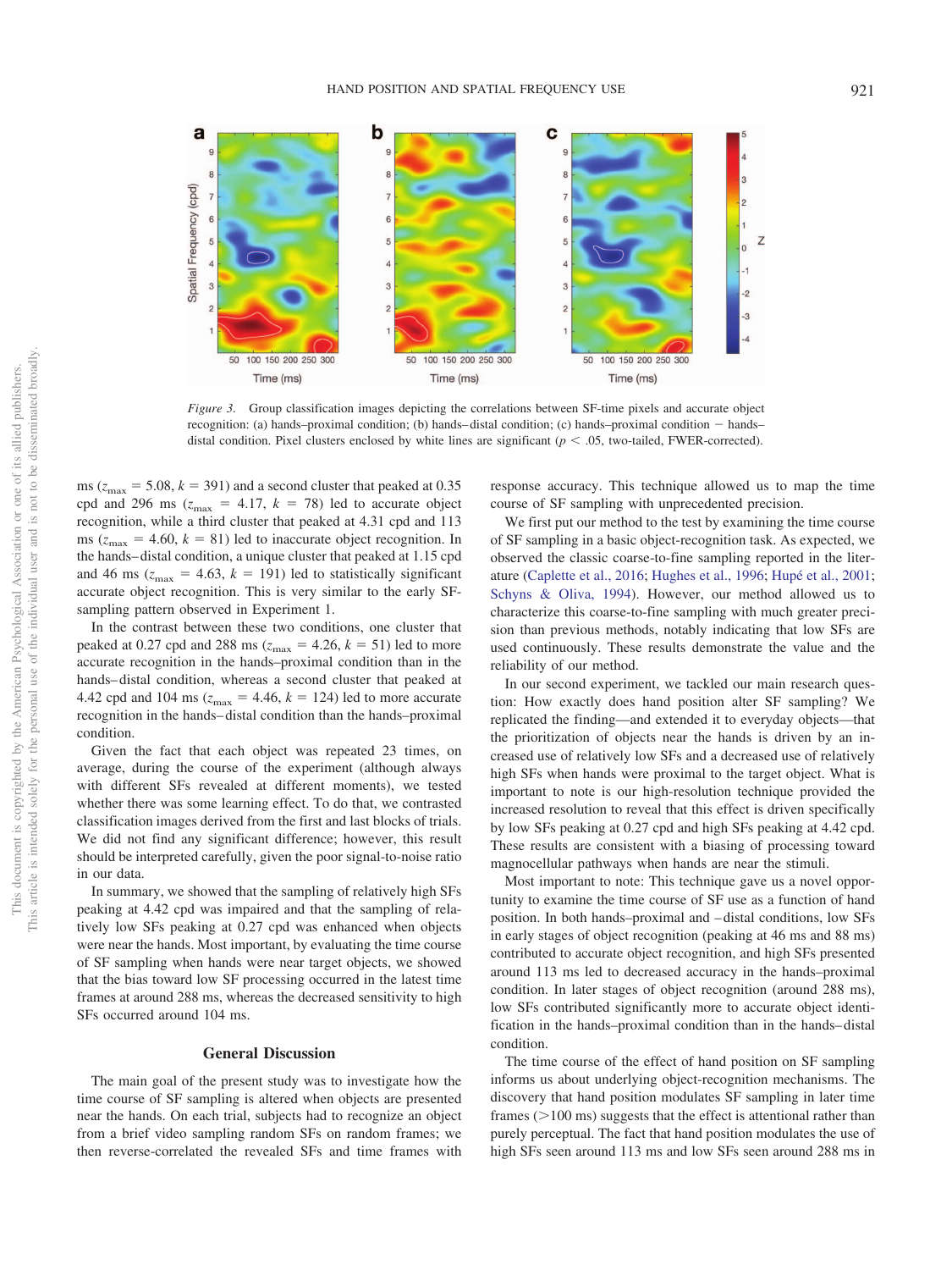*Figure 3.* Group classification images depicting the correlations between SF-time pixels and accurate object recognition: (a) hands–proximal condition; (b) hands–distal condition; (c) hands–proximal condition − hands–distal condition. Pixel clusters enclosed by white lines are significant ($p < .05$, two-tailed, FWER-corrected).

ms ($z_{max} = 5.08$, $k = 391$) and a second cluster that peaked at 0.35 cpd and 296 ms ($z_{max} = 4.17$, $k = 78$) led to accurate object recognition, while a third cluster that peaked at 4.31 cpd and 113 ms ($z_{max} = 4.60$, $k = 81$) led to inaccurate object recognition. In the hands–distal condition, a unique cluster that peaked at 1.15 cpd and 46 ms ($z_{max} = 4.63$, $k = 191$) led to statistically significant accurate object recognition. This is very similar to the early SF-sampling pattern observed in Experiment 1.

In the contrast between these two conditions, one cluster that peaked at 0.27 cpd and 288 ms ($z_{max} = 4.26$, $k = 51$) led to more accurate recognition in the hands–proximal condition than in the hands–distal condition, whereas a second cluster that peaked at 4.42 cpd and 104 ms ($z_{max} = 4.46$, $k = 124$) led to more accurate recognition in the hands–distal condition than the hands–proximal condition.

Given the fact that each object was repeated 23 times, on average, during the course of the experiment (although always with different SFs revealed at different moments), we tested whether there was some learning effect. To do that, we contrasted classification images derived from the first and last blocks of trials. We did not find any significant difference; however, this result should be interpreted carefully, given the poor signal-to-noise ratio in our data.

In summary, we showed that the sampling of relatively high SFs peaking at 4.42 cpd was impaired and that the sampling of relatively low SFs peaking at 0.27 cpd was enhanced when objects were near the hands. Most important, by evaluating the time course of SF sampling when hands were near target objects, we showed that the bias toward low SF processing occurred in the latest time frames at around 288 ms, whereas the decreased sensitivity to high SFs occurred around 104 ms.

## General Discussion

The main goal of the present study was to investigate how the time course of SF sampling is altered when objects are presented near the hands. On each trial, subjects had to recognize an object from a brief video sampling random SFs on random frames; we then reverse-correlated the revealed SFs and time frames with response accuracy. This technique allowed us to map the time course of SF sampling with unprecedented precision.

We first put our method to the test by examining the time course of SF sampling in a basic object-recognition task. As expected, we observed the classic coarse-to-fine sampling reported in the literature (Caplette et al., 2016; Hughes et al., 1996; Hupé et al., 2001; Schyns & Oliva, 1994). However, our method allowed us to characterize this coarse-to-fine sampling with much greater precision, notably indicating that low SFs are used continuously. These results demonstrate the value and the reliability of our method.

In our second experiment, we tackled our main research question: How exactly does hand position alter SF sampling? We replicated the finding—and extended it to everyday objects—that the prioritization of objects near the hands is driven by an increased use of relatively low SFs and a decreased use of relatively high SFs when hands were proximal to the target object. What is important to note is our high-resolution technique provided the increased resolution to reveal that this effect is driven specifically by low SFs peaking at 0.27 cpd and high SFs peaking at 4.42 cpd. These results are consistent with a biasing of processing toward magnocellular pathways when hands are near the stimuli.

Most important to note: This technique gave us a novel opportunity to examine the time course of SF use as a function of hand position. In both hands–proximal and –distal conditions, low SFs in early stages of object recognition (peaking at 46 ms and 88 ms) contributed to accurate object recognition, and high SFs presented around 113 ms led to decreased accuracy in the hands–proximal condition. In later stages of object recognition (around 288 ms), low SFs contributed significantly more to accurate object identification in the hands–proximal condition than in the hands–distal condition.

The time course of the effect of hand position on SF sampling informs us about underlying object-recognition mechanisms. The discovery that hand position modulates SF sampling in later time frames (>100 ms) suggests that the effect is attentional rather than purely perceptual. The fact that hand position modulates the use of high SFs seen around 113 ms and low SFs seen around 288 ms in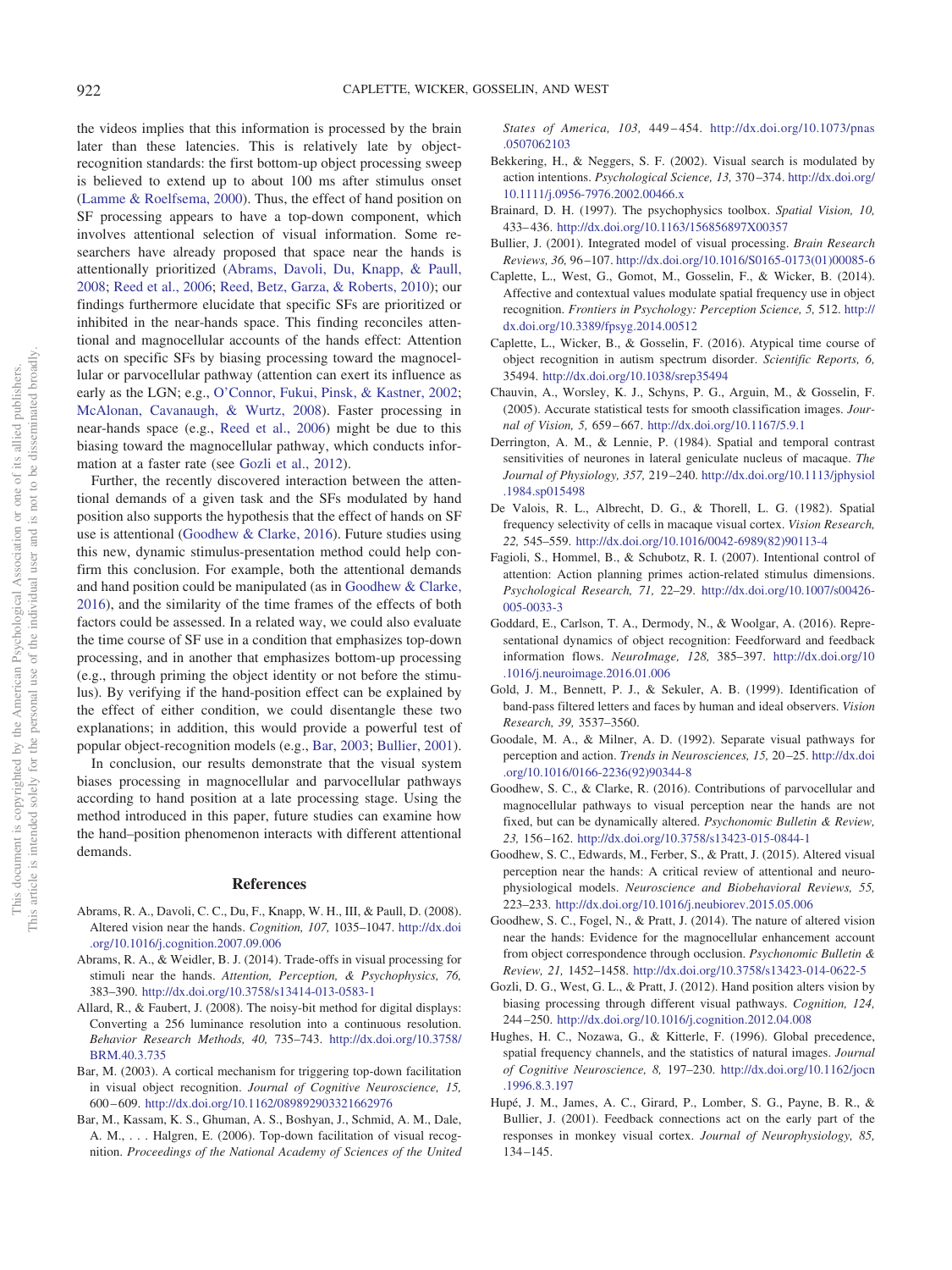the videos implies that this information is processed by the brain later than these latencies. This is relatively late by object-recognition standards: the first bottom-up object processing sweep is believed to extend up to about 100 ms after stimulus onset (Lamme & Roelfsema, 2000). Thus, the effect of hand position on SF processing appears to have a top-down component, which involves attentional selection of visual information. Some researchers have already proposed that space near the hands is attentionally prioritized (Abrams, Davoli, Du, Knapp, & Paull, 2008; Reed et al., 2006; Reed, Betz, Garza, & Roberts, 2010); our findings furthermore elucidate that specific SFs are prioritized or inhibited in the near-hands space. This finding reconciles attentional and magnocellular accounts of the hands effect: Attention acts on specific SFs by biasing processing toward the magnocellular or parvocellular pathway (attention can exert its influence as early as the LGN; e.g., O'Connor, Fukui, Pinsk, & Kastner, 2002; McAlonan, Cavanaugh, & Wurtz, 2008). Faster processing in near-hands space (e.g., Reed et al., 2006) might be due to this biasing toward the magnocellular pathway, which conducts information at a faster rate (see Gozli et al., 2012).

Further, the recently discovered interaction between the attentional demands of a given task and the SFs modulated by hand position also supports the hypothesis that the effect of hands on SF use is attentional (Goodhew & Clarke, 2016). Future studies using this new, dynamic stimulus-presentation method could help confirm this conclusion. For example, both the attentional demands and hand position could be manipulated (as in Goodhew & Clarke, 2016), and the similarity of the time frames of the effects of both factors could be assessed. In a related way, we could also evaluate the time course of SF use in a condition that emphasizes top-down processing, and in another that emphasizes bottom-up processing (e.g., through priming the object identity or not before the stimulus). By verifying if the hand-position effect can be explained by the effect of either condition, we could disentangle these two explanations; in addition, this would provide a powerful test of popular object-recognition models (e.g., Bar, 2003; Bullier, 2001).

In conclusion, our results demonstrate that the visual system biases processing in magnocellular and parvocellular pathways according to hand position at a late processing stage. Using the method introduced in this paper, future studies can examine how the hand–position phenomenon interacts with different attentional demands.

## References

Abrams, R. A., Davoli, C. C., Du, F., Knapp, W. H., III, & Paull, D. (2008). Altered vision near the hands. *Cognition, 107,* 1035–1047. http://dx.doi.org/10.1016/j.cognition.2007.09.006

Abrams, R. A., & Weidler, B. J. (2014). Trade-offs in visual processing for stimuli near the hands. *Attention, Perception, & Psychophysics, 76,* 383–390. http://dx.doi.org/10.3758/s13414-013-0583-1

Allard, R., & Faubert, J. (2008). The noisy-bit method for digital displays: Converting a 256 luminance resolution into a continuous resolution. *Behavior Research Methods, 40,* 735–743. http://dx.doi.org/10.3758/BRM.40.3.735

Bar, M. (2003). A cortical mechanism for triggering top-down facilitation in visual object recognition. *Journal of Cognitive Neuroscience, 15,* 600–609. http://dx.doi.org/10.1162/089892903321662976

Bar, M., Kassam, K. S., Ghuman, A. S., Boshyan, J., Schmid, A. M., Dale, A. M., . . . Halgren, E. (2006). Top-down facilitation of visual recognition. *Proceedings of the National Academy of Sciences of the United States of America, 103,* 449–454. http://dx.doi.org/10.1073/pnas.0507062103

Bekkering, H., & Neggers, S. F. (2002). Visual search is modulated by action intentions. *Psychological Science, 13,* 370–374. http://dx.doi.org/10.1111/j.0956-7976.2002.00466.x

Brainard, D. H. (1997). The psychophysics toolbox. *Spatial Vision, 10,* 433–436. http://dx.doi.org/10.1163/156856897X00357

Bullier, J. (2001). Integrated model of visual processing. *Brain Research Reviews, 36,* 96–107. http://dx.doi.org/10.1016/S0165-0173(01)00085-6

Caplette, L., West, G., Gomot, M., Gosselin, F., & Wicker, B. (2014). Affective and contextual values modulate spatial frequency use in object recognition. *Frontiers in Psychology: Perception Science, 5,* 512. http://dx.doi.org/10.3389/fpsyg.2014.00512

Caplette, L., Wicker, B., & Gosselin, F. (2016). Atypical time course of object recognition in autism spectrum disorder. *Scientific Reports, 6,* 35494. http://dx.doi.org/10.1038/srep35494

Chauvin, A., Worsley, K. J., Schyns, P. G., Arguin, M., & Gosselin, F. (2005). Accurate statistical tests for smooth classification images. *Journal of Vision, 5,* 659–667. http://dx.doi.org/10.1167/5.9.1

Derrington, A. M., & Lennie, P. (1984). Spatial and temporal contrast sensitivities of neurones in lateral geniculate nucleus of macaque. *The Journal of Physiology, 357,* 219–240. http://dx.doi.org/10.1113/jphysiol.1984.sp015498

De Valois, R. L., Albrecht, D. G., & Thorell, L. G. (1982). Spatial frequency selectivity of cells in macaque visual cortex. *Vision Research, 22,* 545–559. http://dx.doi.org/10.1016/0042-6989(82)90113-4

Fagioli, S., Hommel, B., & Schubotz, R. I. (2007). Intentional control of attention: Action planning primes action-related stimulus dimensions. *Psychological Research, 71,* 22–29. http://dx.doi.org/10.1007/s00426-005-0033-3

Goddard, E., Carlson, T. A., Dermody, N., & Woolgar, A. (2016). Representational dynamics of object recognition: Feedforward and feedback information flows. *NeuroImage, 128,* 385–397. http://dx.doi.org/10.1016/j.neuroimage.2016.01.006

Gold, J. M., Bennett, P. J., & Sekuler, A. B. (1999). Identification of band-pass filtered letters and faces by human and ideal observers. *Vision Research, 39,* 3537–3560.

Goodale, M. A., & Milner, A. D. (1992). Separate visual pathways for perception and action. *Trends in Neurosciences, 15,* 20–25. http://dx.doi.org/10.1016/0166-2236(92)90344-8

Goodhew, S. C., & Clarke, R. (2016). Contributions of parvocellular and magnocellular pathways to visual perception near the hands are not fixed, but can be dynamically altered. *Psychonomic Bulletin & Review, 23,* 156–162. http://dx.doi.org/10.3758/s13423-015-0844-1

Goodhew, S. C., Edwards, M., Ferber, S., & Pratt, J. (2015). Altered visual perception near the hands: A critical review of attentional and neurophysiological models. *Neuroscience and Biobehavioral Reviews, 55,* 223–233. http://dx.doi.org/10.1016/j.neubiorev.2015.05.006

Goodhew, S. C., Fogel, N., & Pratt, J. (2014). The nature of altered vision near the hands: Evidence for the magnocellular enhancement account from object correspondence through occlusion. *Psychonomic Bulletin & Review, 21,* 1452–1458. http://dx.doi.org/10.3758/s13423-014-0622-5

Gozli, D. G., West, G. L., & Pratt, J. (2012). Hand position alters vision by biasing processing through different visual pathways. *Cognition, 124,* 244–250. http://dx.doi.org/10.1016/j.cognition.2012.04.008

Hughes, H. C., Nozawa, G., & Kitterle, F. (1996). Global precedence, spatial frequency channels, and the statistics of natural images. *Journal of Cognitive Neuroscience, 8,* 197–230. http://dx.doi.org/10.1162/jocn.1996.8.3.197

Hupé, J. M., James, A. C., Girard, P., Lomber, S. G., Payne, B. R., & Bullier, J. (2001). Feedback connections act on the early part of the responses in monkey visual cortex. *Journal of Neurophysiology, 85,* 134–145.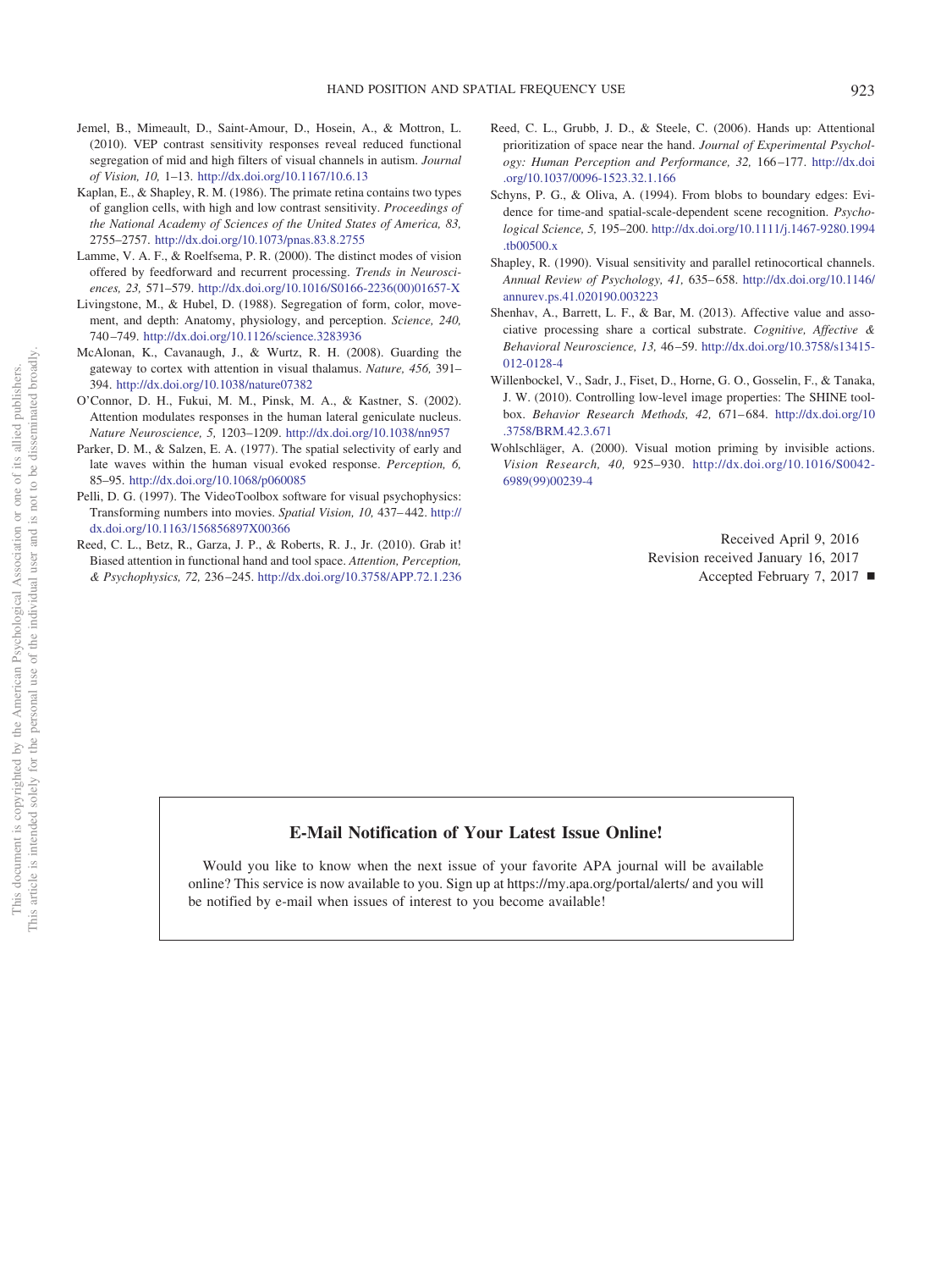Jemel, B., Mimeault, D., Saint-Amour, D., Hosein, A., & Mottron, L. (2010). VEP contrast sensitivity responses reveal reduced functional segregation of mid and high filters of visual channels in autism. *Journal of Vision, 10,* 1–13. http://dx.doi.org/10.1167/10.6.13

Kaplan, E., & Shapley, R. M. (1986). The primate retina contains two types of ganglion cells, with high and low contrast sensitivity. *Proceedings of the National Academy of Sciences of the United States of America, 83,* 2755–2757. http://dx.doi.org/10.1073/pnas.83.8.2755

Lamme, V. A. F., & Roelfsema, P. R. (2000). The distinct modes of vision offered by feedforward and recurrent processing. *Trends in Neurosciences, 23,* 571–579. http://dx.doi.org/10.1016/S0166-2236(00)01657-X

Livingstone, M., & Hubel, D. (1988). Segregation of form, color, movement, and depth: Anatomy, physiology, and perception. *Science, 240,* 740–749. http://dx.doi.org/10.1126/science.3283936

McAlonan, K., Cavanaugh, J., & Wurtz, R. H. (2008). Guarding the gateway to cortex with attention in visual thalamus. *Nature, 456,* 391–394. http://dx.doi.org/10.1038/nature07382

O'Connor, D. H., Fukui, M. M., Pinsk, M. A., & Kastner, S. (2002). Attention modulates responses in the human lateral geniculate nucleus. *Nature Neuroscience, 5,* 1203–1209. http://dx.doi.org/10.1038/nn957

Parker, D. M., & Salzen, E. A. (1977). The spatial selectivity of early and late waves within the human visual evoked response. *Perception, 6,* 85–95. http://dx.doi.org/10.1068/p060085

Pelli, D. G. (1997). The VideoToolbox software for visual psychophysics: Transforming numbers into movies. *Spatial Vision, 10,* 437–442. http://dx.doi.org/10.1163/156856897X00366

Reed, C. L., Betz, R., Garza, J. P., & Roberts, R. J., Jr. (2010). Grab it! Biased attention in functional hand and tool space. *Attention, Perception, & Psychophysics, 72,* 236–245. http://dx.doi.org/10.3758/APP.72.1.236

Reed, C. L., Grubb, J. D., & Steele, C. (2006). Hands up: Attentional prioritization of space near the hand. *Journal of Experimental Psychology: Human Perception and Performance, 32,* 166–177. http://dx.doi.org/10.1037/0096-1523.32.1.166

Schyns, P. G., & Oliva, A. (1994). From blobs to boundary edges: Evidence for time-and spatial-scale-dependent scene recognition. *Psychological Science, 5,* 195–200. http://dx.doi.org/10.1111/j.1467-9280.1994.tb00500.x

Shapley, R. (1990). Visual sensitivity and parallel retinocortical channels. *Annual Review of Psychology, 41,* 635–658. http://dx.doi.org/10.1146/annurev.ps.41.020190.003223

Shenhav, A., Barrett, L. F., & Bar, M. (2013). Affective value and associative processing share a cortical substrate. *Cognitive, Affective & Behavioral Neuroscience, 13,* 46–59. http://dx.doi.org/10.3758/s13415-012-0128-4

Willenbockel, V., Sadr, J., Fiset, D., Horne, G. O., Gosselin, F., & Tanaka, J. W. (2010). Controlling low-level image properties: The SHINE toolbox. *Behavior Research Methods, 42,* 671–684. http://dx.doi.org/10.3758/BRM.42.3.671

Wohlschläger, A. (2000). Visual motion priming by invisible actions. *Vision Research, 40,* 925–930. http://dx.doi.org/10.1016/S0042-6989(99)00239-4

Received April 9, 2016
Revision received January 16, 2017
Accepted February 7, 2017 ■

## E-Mail Notification of Your Latest Issue Online!

Would you like to know when the next issue of your favorite APA journal will be available online? This service is now available to you. Sign up at https://my.apa.org/portal/alerts/ and you will be notified by e-mail when issues of interest to you become available!